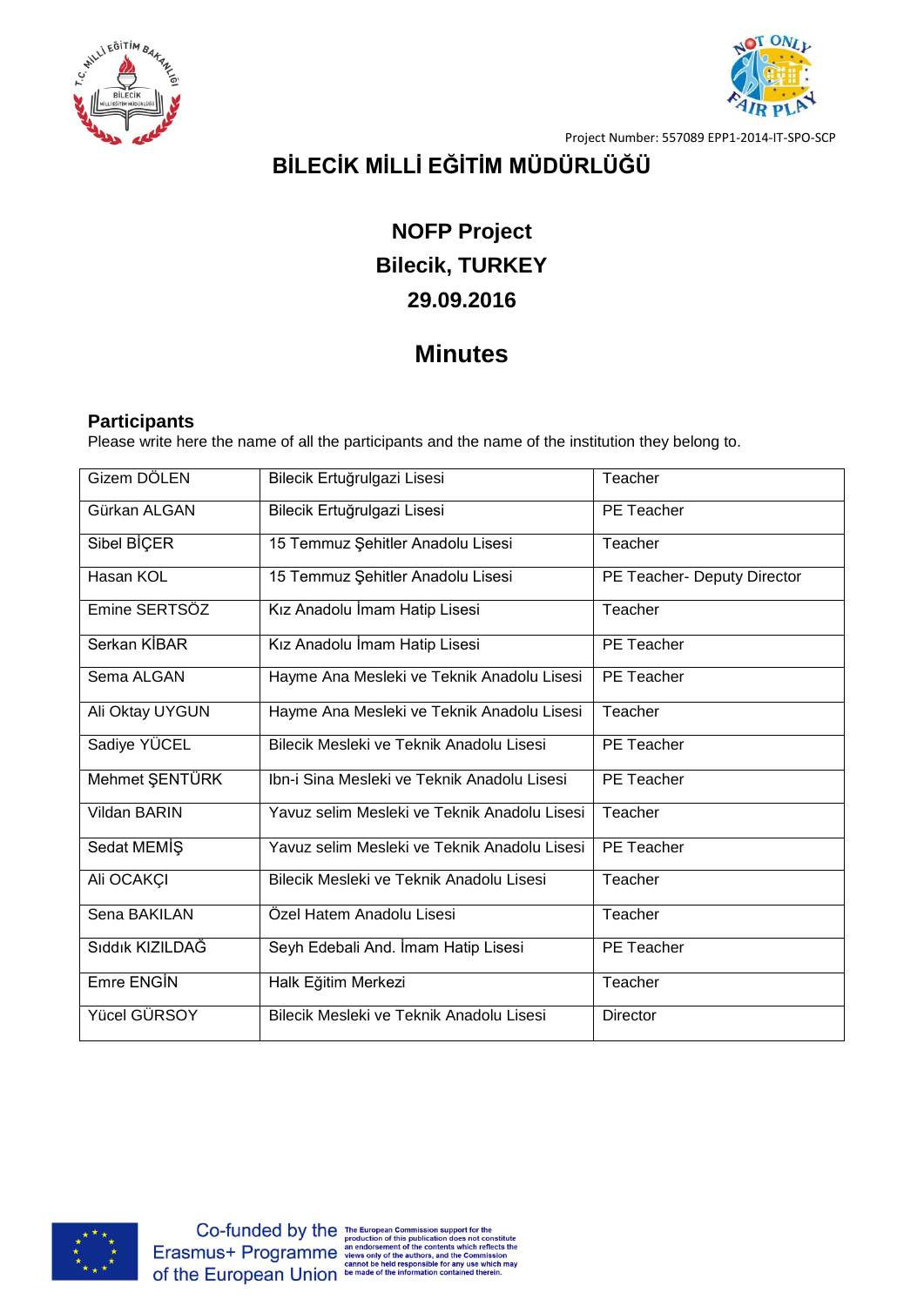Project Number: 557089 EPP1-2014-IT-SPO-SCP

# BİLECİK MİLLİ EĞİTİM MÜDÜRLÜĞÜ

## NOFP Project
## Bilecik, TURKEY
## 29.09.2016

# Minutes

### Participants

Please write here the name of all the participants and the name of the institution they belong to.

| | | |
|---|---|---|
| Gizem DÖLEN | Bilecik Ertuğrulgazi Lisesi | Teacher |
| Gürkan ALGAN | Bilecik Ertuğrulgazi Lisesi | PE Teacher |
| Sibel BİÇER | 15 Temmuz Şehitler Anadolu Lisesi | Teacher |
| Hasan KOL | 15 Temmuz Şehitler Anadolu Lisesi | PE Teacher- Deputy Director |
| Emine SERTSÖZ | Kız Anadolu İmam Hatip Lisesi | Teacher |
| Serkan KİBAR | Kız Anadolu İmam Hatip Lisesi | PE Teacher |
| Sema ALGAN | Hayme Ana Mesleki ve Teknik Anadolu Lisesi | PE Teacher |
| Ali Oktay UYGUN | Hayme Ana Mesleki ve Teknik Anadolu Lisesi | Teacher |
| Sadiye YÜCEL | Bilecik Mesleki ve Teknik Anadolu Lisesi | PE Teacher |
| Mehmet ŞENTÜRK | Ibn-i Sina Mesleki ve Teknik Anadolu Lisesi | PE Teacher |
| Vildan BARIN | Yavuz selim Mesleki ve Teknik Anadolu Lisesi | Teacher |
| Sedat MEMİŞ | Yavuz selim Mesleki ve Teknik Anadolu Lisesi | PE Teacher |
| Ali OCAKÇI | Bilecik Mesleki ve Teknik Anadolu Lisesi | Teacher |
| Sena BAKILAN | Özel Hatem Anadolu Lisesi | Teacher |
| Sıddık KIZILDAĞ | Seyh Edebali And. İmam Hatip Lisesi | PE Teacher |
| Emre ENGİN | Halk Eğitim Merkezi | Teacher |
| Yücel GÜRSOY | Bilecik Mesleki ve Teknik Anadolu Lisesi | Director |

Co-funded by the Erasmus+ Programme of the European Union

The European Commission support for the production of this publication does not constitute an endorsement of the contents which reflects the views only of the authors, and the Commission cannot be held responsible for any use which may be made of the information contained therein.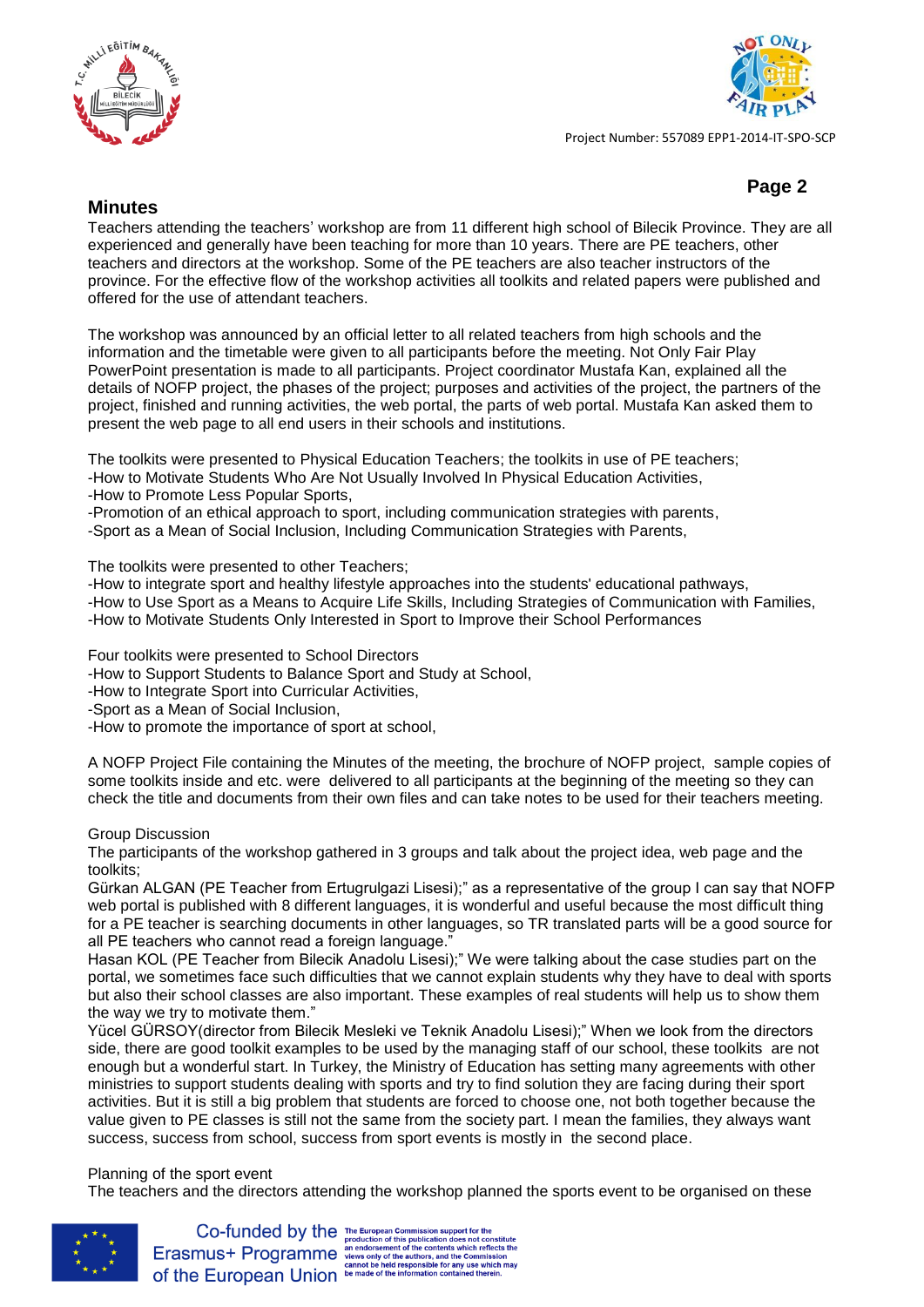## Minutes

Teachers attending the teachers' workshop are from 11 different high school of Bilecik Province. They are all experienced and generally have been teaching for more than 10 years. There are PE teachers, other teachers and directors at the workshop. Some of the PE teachers are also teacher instructors of the province. For the effective flow of the workshop activities all toolkits and related papers were published and offered for the use of attendant teachers.

The workshop was announced by an official letter to all related teachers from high schools and the information and the timetable were given to all participants before the meeting. Not Only Fair Play PowerPoint presentation is made to all participants. Project coordinator Mustafa Kan, explained all the details of NOFP project, the phases of the project; purposes and activities of the project, the partners of the project, finished and running activities, the web portal, the parts of web portal. Mustafa Kan asked them to present the web page to all end users in their schools and institutions.

The toolkits were presented to Physical Education Teachers; the toolkits in use of PE teachers;
-How to Motivate Students Who Are Not Usually Involved In Physical Education Activities,
-How to Promote Less Popular Sports,
-Promotion of an ethical approach to sport, including communication strategies with parents,
-Sport as a Mean of Social Inclusion, Including Communication Strategies with Parents,

The toolkits were presented to other Teachers;
-How to integrate sport and healthy lifestyle approaches into the students' educational pathways,
-How to Use Sport as a Means to Acquire Life Skills, Including Strategies of Communication with Families,
-How to Motivate Students Only Interested in Sport to Improve their School Performances

Four toolkits were presented to School Directors
-How to Support Students to Balance Sport and Study at School,
-How to Integrate Sport into Curricular Activities,
-Sport as a Mean of Social Inclusion,
-How to promote the importance of sport at school,

A NOFP Project File containing the Minutes of the meeting, the brochure of NOFP project, sample copies of some toolkits inside and etc. were delivered to all participants at the beginning of the meeting so they can check the title and documents from their own files and can take notes to be used for their teachers meeting.

Group Discussion
The participants of the workshop gathered in 3 groups and talk about the project idea, web page and the toolkits;
Gürkan ALGAN (PE Teacher from Ertugrulgazi Lisesi);" as a representative of the group I can say that NOFP web portal is published with 8 different languages, it is wonderful and useful because the most difficult thing for a PE teacher is searching documents in other languages, so TR translated parts will be a good source for all PE teachers who cannot read a foreign language."
Hasan KOL (PE Teacher from Bilecik Anadolu Lisesi);" We were talking about the case studies part on the portal, we sometimes face such difficulties that we cannot explain students why they have to deal with sports but also their school classes are also important. These examples of real students will help us to show them the way we try to motivate them."
Yücel GÜRSOY(director from Bilecik Mesleki ve Teknik Anadolu Lisesi);" When we look from the directors side, there are good toolkit examples to be used by the managing staff of our school, these toolkits are not enough but a wonderful start. In Turkey, the Ministry of Education has setting many agreements with other ministries to support students dealing with sports and try to find solution they are facing during their sport activities. But it is still a big problem that students are forced to choose one, not both together because the value given to PE classes is still not the same from the society part. I mean the families, they always want success, success from school, success from sport events is mostly in the second place.

Planning of the sport event
The teachers and the directors attending the workshop planned the sports event to be organised on these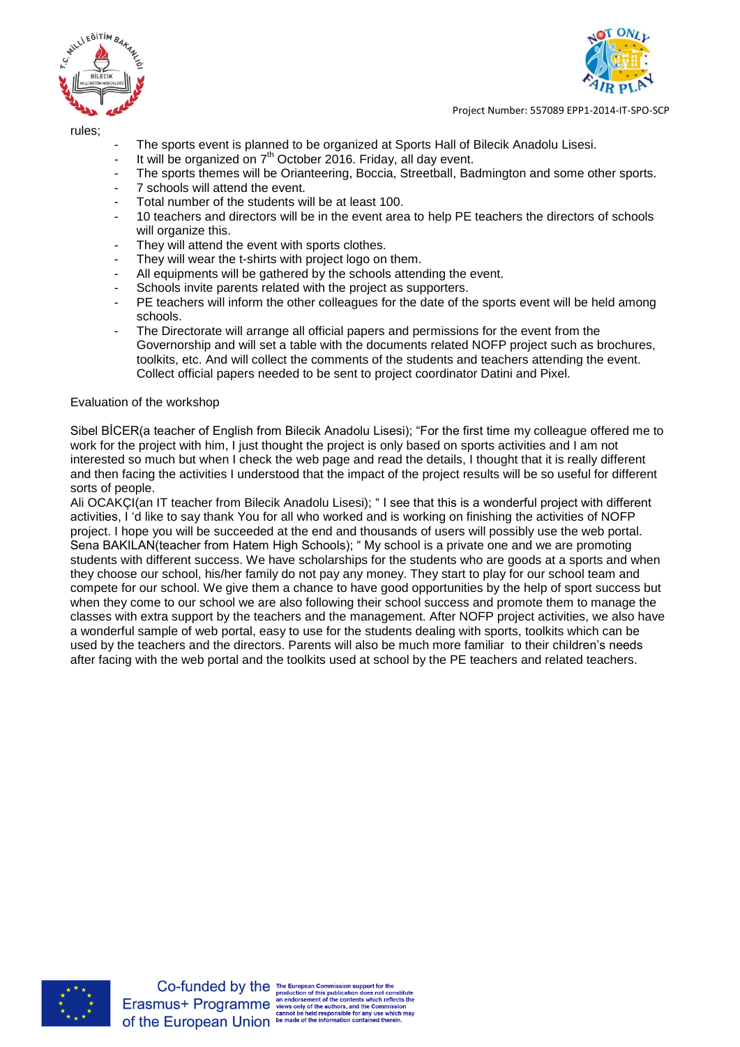rules;

- The sports event is planned to be organized at Sports Hall of Bilecik Anadolu Lisesi.
- It will be organized on 7th October 2016. Friday, all day event.
- The sports themes will be Orianteering, Boccia, Streetball, Badmington and some other sports.
- 7 schools will attend the event.
- Total number of the students will be at least 100.
- 10 teachers and directors will be in the event area to help PE teachers the directors of schools will organize this.
- They will attend the event with sports clothes.
- They will wear the t-shirts with project logo on them.
- All equipments will be gathered by the schools attending the event.
- Schools invite parents related with the project as supporters.
- PE teachers will inform the other colleagues for the date of the sports event will be held among schools.
- The Directorate will arrange all official papers and permissions for the event from the Governorship and will set a table with the documents related NOFP project such as brochures, toolkits, etc. And will collect the comments of the students and teachers attending the event. Collect official papers needed to be sent to project coordinator Datini and Pixel.

Evaluation of the workshop

Sibel BİCER(a teacher of English from Bilecik Anadolu Lisesi); "For the first time my colleague offered me to work for the project with him, I just thought the project is only based on sports activities and I am not interested so much but when I check the web page and read the details, I thought that it is really different and then facing the activities I understood that the impact of the project results will be so useful for different sorts of people.
Ali OCAKÇI(an IT teacher from Bilecik Anadolu Lisesi); " I see that this is a wonderful project with different activities, I 'd like to say thank You for all who worked and is working on finishing the activities of NOFP project. I hope you will be succeeded at the end and thousands of users will possibly use the web portal.
Sena BAKILAN(teacher from Hatem High Schools); " My school is a private one and we are promoting students with different success. We have scholarships for the students who are goods at a sports and when they choose our school, his/her family do not pay any money. They start to play for our school team and compete for our school. We give them a chance to have good opportunities by the help of sport success but when they come to our school we are also following their school success and promote them to manage the classes with extra support by the teachers and the management. After NOFP project activities, we also have a wonderful sample of web portal, easy to use for the students dealing with sports, toolkits which can be used by the teachers and the directors. Parents will also be much more familiar to their children's needs after facing with the web portal and the toolkits used at school by the PE teachers and related teachers.